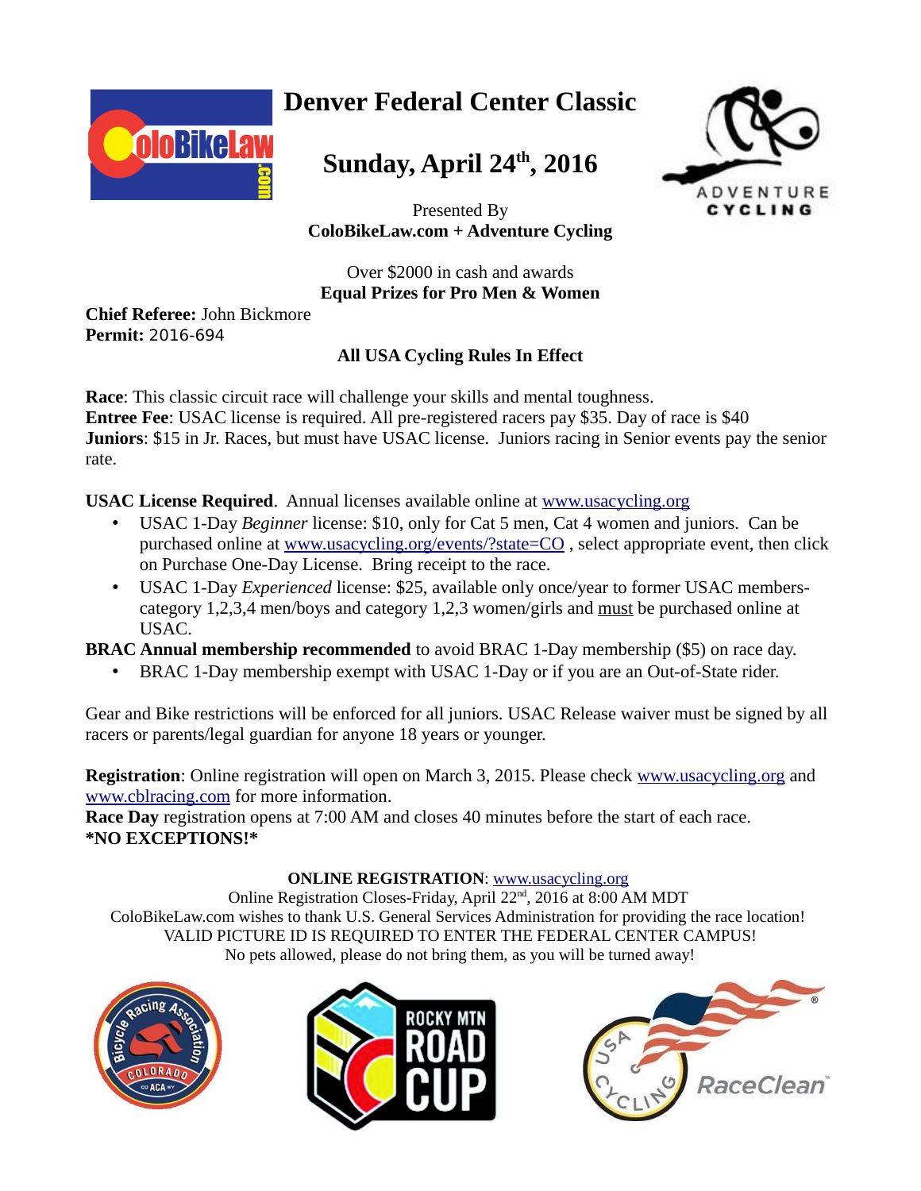# Denver Federal Center Classic

## Sunday, April 24th, 2016

Presented By
**ColoBikeLaw.com + Adventure Cycling**

Over $2000 in cash and awards
**Equal Prizes for Pro Men & Women**

**Chief Referee:** John Bickmore
**Permit:** 2016-694

**All USA Cycling Rules In Effect**

**Race**: This classic circuit race will challenge your skills and mental toughness.
**Entree Fee**: USAC license is required. All pre-registered racers pay $35. Day of race is $40
**Juniors**: $15 in Jr. Races, but must have USAC license. Juniors racing in Senior events pay the senior rate.

**USAC License Required**. Annual licenses available online at www.usacycling.org

- USAC 1-Day *Beginner* license: $10, only for Cat 5 men, Cat 4 women and juniors. Can be purchased online at www.usacycling.org/events/?state=CO , select appropriate event, then click on Purchase One-Day License. Bring receipt to the race.
- USAC 1-Day *Experienced* license: $25, available only once/year to former USAC members-category 1,2,3,4 men/boys and category 1,2,3 women/girls and must be purchased online at USAC.

**BRAC Annual membership recommended** to avoid BRAC 1-Day membership ($5) on race day.

- BRAC 1-Day membership exempt with USAC 1-Day or if you are an Out-of-State rider.

Gear and Bike restrictions will be enforced for all juniors. USAC Release waiver must be signed by all racers or parents/legal guardian for anyone 18 years or younger.

**Registration**: Online registration will open on March 3, 2015. Please check www.usacycling.org and www.cblracing.com for more information.
**Race Day** registration opens at 7:00 AM and closes 40 minutes before the start of each race.
**\*NO EXCEPTIONS!\***

**ONLINE REGISTRATION**: www.usacycling.org
Online Registration Closes-Friday, April 22nd, 2016 at 8:00 AM MDT
ColoBikeLaw.com wishes to thank U.S. General Services Administration for providing the race location!
VALID PICTURE ID IS REQUIRED TO ENTER THE FEDERAL CENTER CAMPUS!
No pets allowed, please do not bring them, as you will be turned away!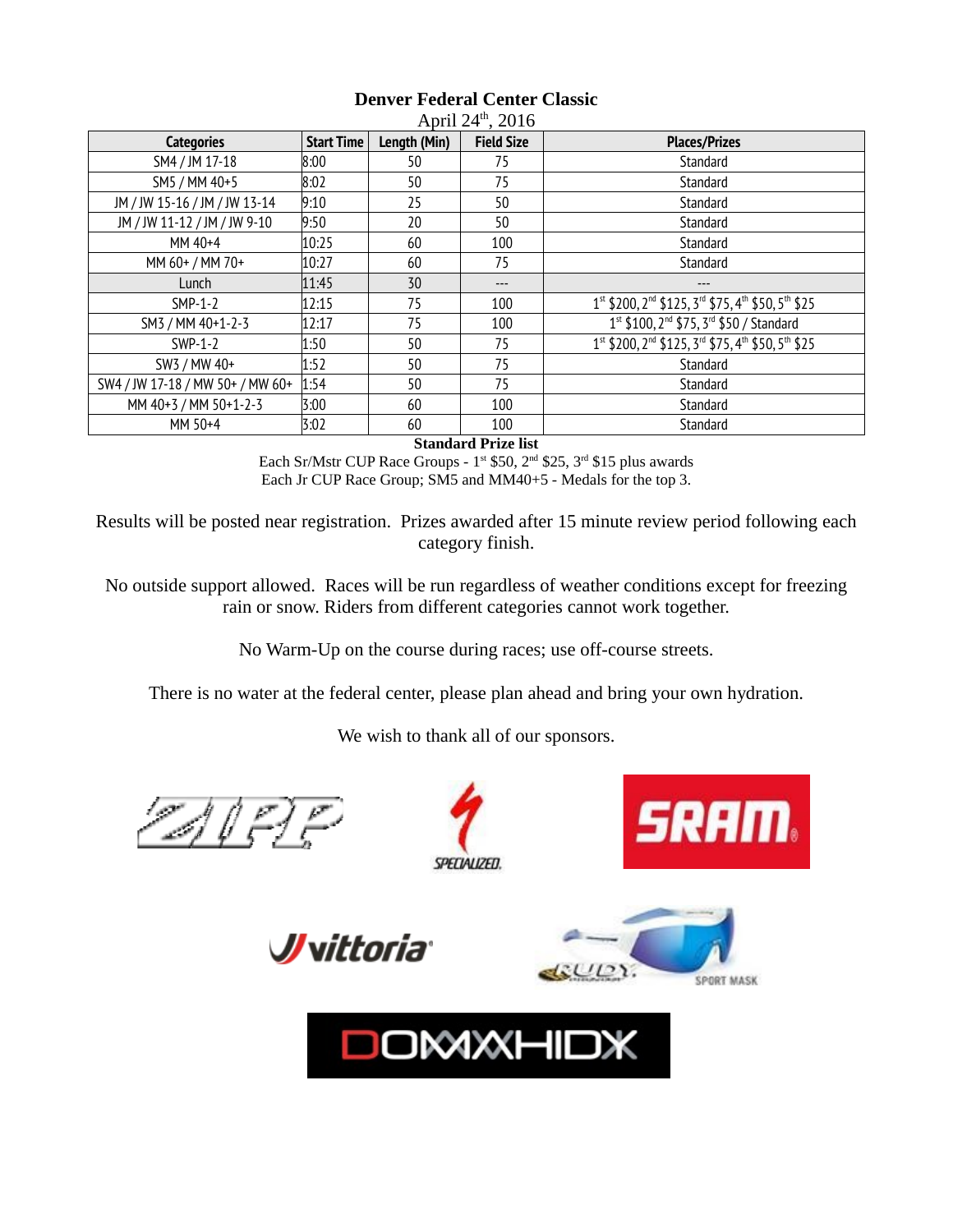**Denver Federal Center Classic**

April 24th, 2016

| Categories | Start Time | Length (Min) | Field Size | Places/Prizes |
|---|---|---|---|---|
| SM4 / JM 17-18 | 8:00 | 50 | 75 | Standard |
| SM5 / MM 40+5 | 8:02 | 50 | 75 | Standard |
| JM / JW 15-16 / JM / JW 13-14 | 9:10 | 25 | 50 | Standard |
| JM / JW 11-12 / JM / JW 9-10 | 9:50 | 20 | 50 | Standard |
| MM 40+4 | 10:25 | 60 | 100 | Standard |
| MM 60+ / MM 70+ | 10:27 | 60 | 75 | Standard |
| Lunch | 11:45 | 30 | --- | --- |
| SMP-1-2 | 12:15 | 75 | 100 | 1st $200, 2nd $125, 3rd $75, 4th $50, 5th $25 |
| SM3 / MM 40+1-2-3 | 12:17 | 75 | 100 | 1st $100, 2nd $75, 3rd $50 / Standard |
| SWP-1-2 | 1:50 | 50 | 75 | 1st $200, 2nd $125, 3rd $75, 4th $50, 5th $25 |
| SW3 / MW 40+ | 1:52 | 50 | 75 | Standard |
| SW4 / JW 17-18 / MW 50+ / MW 60+ | 1:54 | 50 | 75 | Standard |
| MM 40+3 / MM 50+1-2-3 | 3:00 | 60 | 100 | Standard |
| MM 50+4 | 3:02 | 60 | 100 | Standard |

**Standard Prize list**

Each Sr/Mstr CUP Race Groups - 1st $50, 2nd $25, 3rd $15 plus awards

Each Jr CUP Race Group; SM5 and MM40+5 - Medals for the top 3.

Results will be posted near registration. Prizes awarded after 15 minute review period following each category finish.

No outside support allowed. Races will be run regardless of weather conditions except for freezing rain or snow. Riders from different categories cannot work together.

No Warm-Up on the course during races; use off-course streets.

There is no water at the federal center, please plan ahead and bring your own hydration.

We wish to thank all of our sponsors.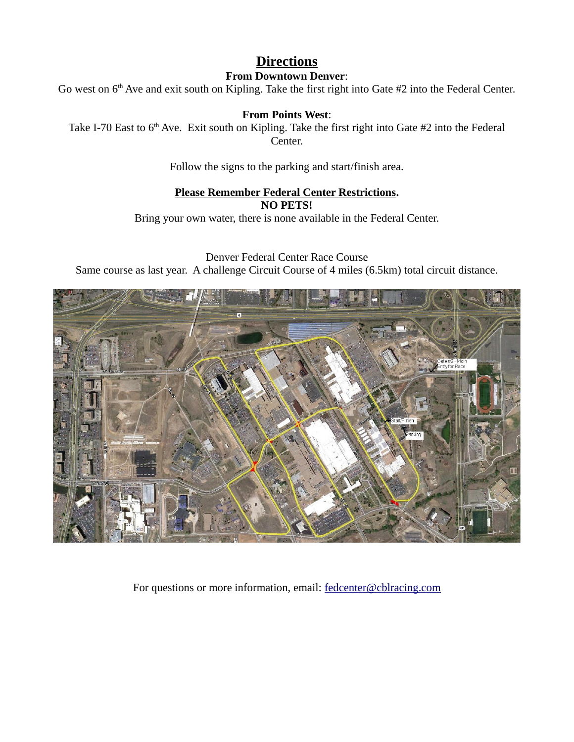# Directions

**From Downtown Denver**:

Go west on 6th Ave and exit south on Kipling. Take the first right into Gate #2 into the Federal Center.

**From Points West**:

Take I-70 East to 6th Ave. Exit south on Kipling. Take the first right into Gate #2 into the Federal Center.

Follow the signs to the parking and start/finish area.

**Please Remember Federal Center Restrictions.**

**NO PETS!**

Bring your own water, there is none available in the Federal Center.

Denver Federal Center Race Course

Same course as last year. A challenge Circuit Course of 4 miles (6.5km) total circuit distance.

Gate #2 - Main Entry for Race

Start/Finish

Parking

For questions or more information, email: fedcenter@cblracing.com